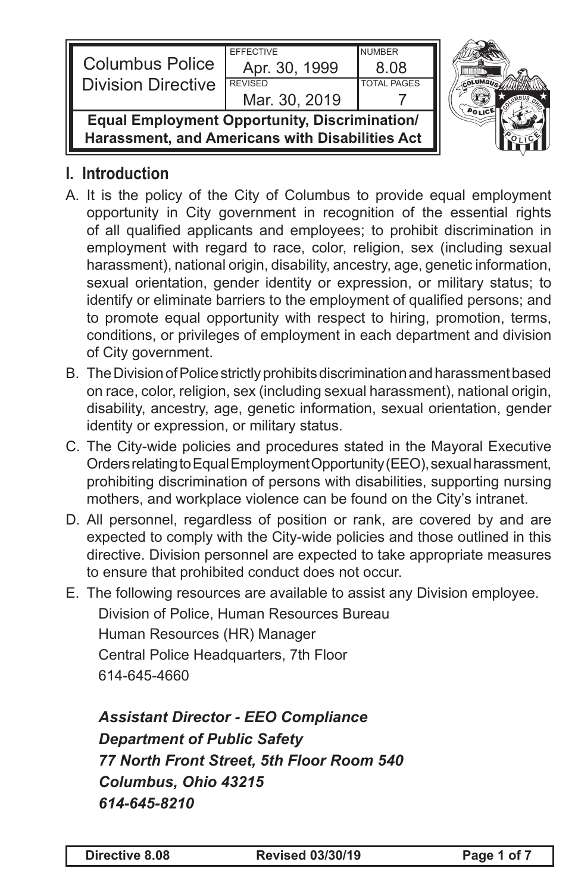| Columbus Police Division Directive | EFFECTIVE Apr. 30, 1999 | NUMBER 8.08 |
| --- | --- | --- |
| | REVISED Mar. 30, 2019 | TOTAL PAGES 7 |

**Equal Employment Opportunity, Discrimination/ Harassment, and Americans with Disabilities Act**

## I. Introduction

A. It is the policy of the City of Columbus to provide equal employment opportunity in City government in recognition of the essential rights of all qualified applicants and employees; to prohibit discrimination in employment with regard to race, color, religion, sex (including sexual harassment), national origin, disability, ancestry, age, genetic information, sexual orientation, gender identity or expression, or military status; to identify or eliminate barriers to the employment of qualified persons; and to promote equal opportunity with respect to hiring, promotion, terms, conditions, or privileges of employment in each department and division of City government.

B. The Division of Police strictly prohibits discrimination and harassment based on race, color, religion, sex (including sexual harassment), national origin, disability, ancestry, age, genetic information, sexual orientation, gender identity or expression, or military status.

C. The City-wide policies and procedures stated in the Mayoral Executive Orders relating to Equal Employment Opportunity (EEO), sexual harassment, prohibiting discrimination of persons with disabilities, supporting nursing mothers, and workplace violence can be found on the City's intranet.

D. All personnel, regardless of position or rank, are covered by and are expected to comply with the City-wide policies and those outlined in this directive. Division personnel are expected to take appropriate measures to ensure that prohibited conduct does not occur.

E. The following resources are available to assist any Division employee.

Division of Police, Human Resources Bureau
Human Resources (HR) Manager
Central Police Headquarters, 7th Floor
614-645-4660

***Assistant Director - EEO Compliance***
***Department of Public Safety***
***77 North Front Street, 5th Floor Room 540***
***Columbus, Ohio 43215***
***614-645-8210***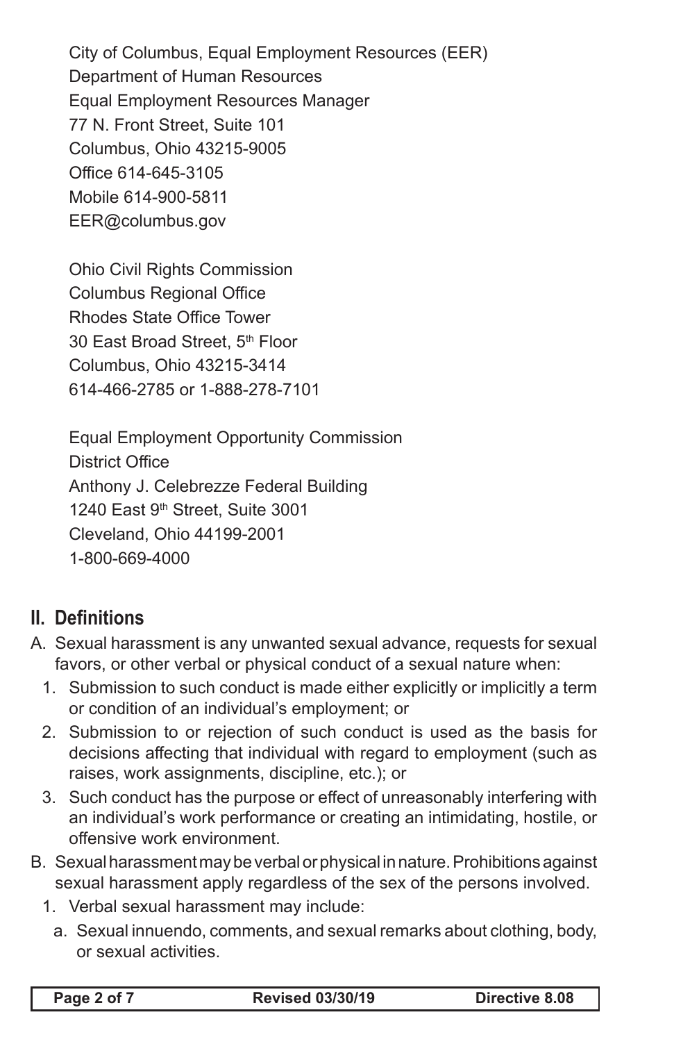City of Columbus, Equal Employment Resources (EER)
Department of Human Resources
Equal Employment Resources Manager
77 N. Front Street, Suite 101
Columbus, Ohio 43215-9005
Office 614-645-3105
Mobile 614-900-5811
EER@columbus.gov

Ohio Civil Rights Commission
Columbus Regional Office
Rhodes State Office Tower
30 East Broad Street, 5th Floor
Columbus, Ohio 43215-3414
614-466-2785 or 1-888-278-7101

Equal Employment Opportunity Commission
District Office
Anthony J. Celebrezze Federal Building
1240 East 9th Street, Suite 3001
Cleveland, Ohio 44199-2001
1-800-669-4000

## II. Definitions

A. Sexual harassment is any unwanted sexual advance, requests for sexual favors, or other verbal or physical conduct of a sexual nature when:

1. Submission to such conduct is made either explicitly or implicitly a term or condition of an individual's employment; or
2. Submission to or rejection of such conduct is used as the basis for decisions affecting that individual with regard to employment (such as raises, work assignments, discipline, etc.); or
3. Such conduct has the purpose or effect of unreasonably interfering with an individual's work performance or creating an intimidating, hostile, or offensive work environment.

B. Sexual harassment may be verbal or physical in nature. Prohibitions against sexual harassment apply regardless of the sex of the persons involved.

1. Verbal sexual harassment may include:
    a. Sexual innuendo, comments, and sexual remarks about clothing, body, or sexual activities.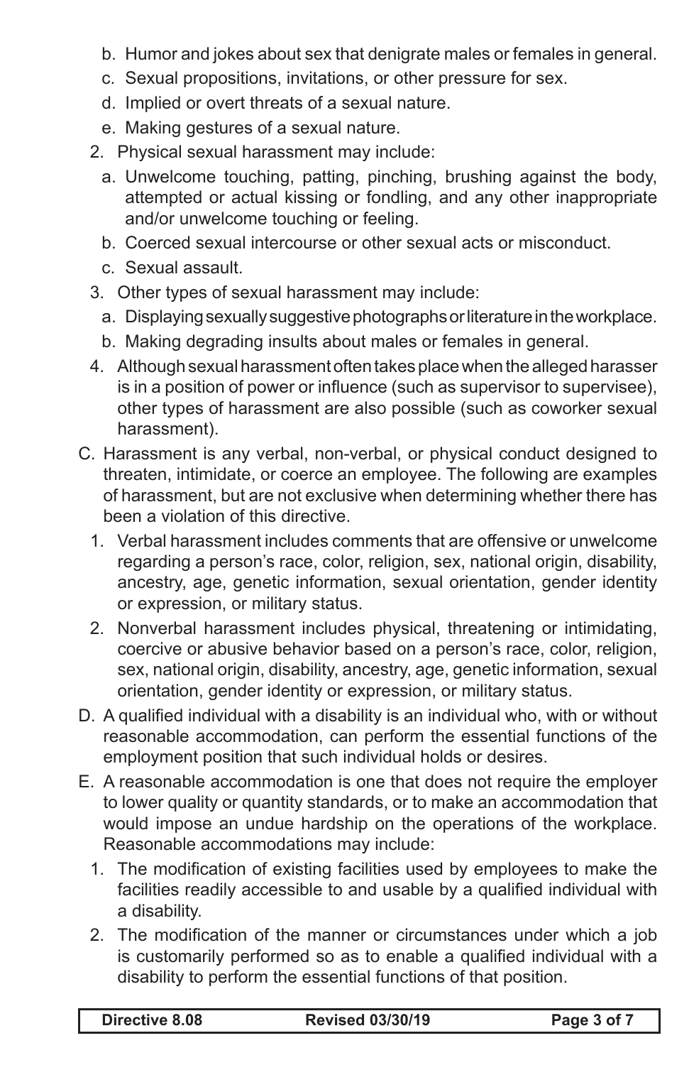b. Humor and jokes about sex that denigrate males or females in general.
   c. Sexual propositions, invitations, or other pressure for sex.
   d. Implied or overt threats of a sexual nature.
   e. Making gestures of a sexual nature.
2. Physical sexual harassment may include:
   a. Unwelcome touching, patting, pinching, brushing against the body, attempted or actual kissing or fondling, and any other inappropriate and/or unwelcome touching or feeling.
   b. Coerced sexual intercourse or other sexual acts or misconduct.
   c. Sexual assault.
3. Other types of sexual harassment may include:
   a. Displaying sexually suggestive photographs or literature in the workplace.
   b. Making degrading insults about males or females in general.
4. Although sexual harassment often takes place when the alleged harasser is in a position of power or influence (such as supervisor to supervisee), other types of harassment are also possible (such as coworker sexual harassment).

C. Harassment is any verbal, non-verbal, or physical conduct designed to threaten, intimidate, or coerce an employee. The following are examples of harassment, but are not exclusive when determining whether there has been a violation of this directive.
   1. Verbal harassment includes comments that are offensive or unwelcome regarding a person's race, color, religion, sex, national origin, disability, ancestry, age, genetic information, sexual orientation, gender identity or expression, or military status.
   2. Nonverbal harassment includes physical, threatening or intimidating, coercive or abusive behavior based on a person's race, color, religion, sex, national origin, disability, ancestry, age, genetic information, sexual orientation, gender identity or expression, or military status.

D. A qualified individual with a disability is an individual who, with or without reasonable accommodation, can perform the essential functions of the employment position that such individual holds or desires.

E. A reasonable accommodation is one that does not require the employer to lower quality or quantity standards, or to make an accommodation that would impose an undue hardship on the operations of the workplace. Reasonable accommodations may include:
   1. The modification of existing facilities used by employees to make the facilities readily accessible to and usable by a qualified individual with a disability.
   2. The modification of the manner or circumstances under which a job is customarily performed so as to enable a qualified individual with a disability to perform the essential functions of that position.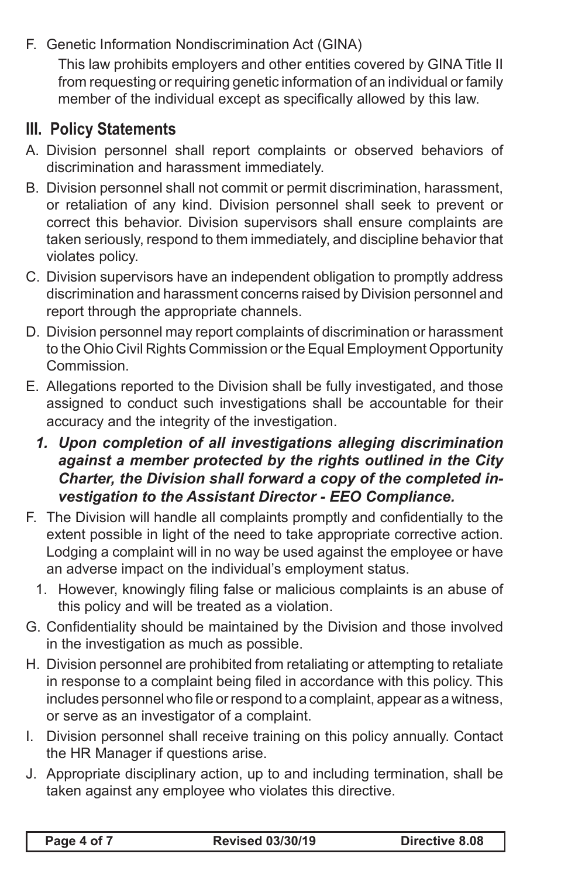F. Genetic Information Nondiscrimination Act (GINA)

   This law prohibits employers and other entities covered by GINA Title II from requesting or requiring genetic information of an individual or family member of the individual except as specifically allowed by this law.

## III. Policy Statements

A. Division personnel shall report complaints or observed behaviors of discrimination and harassment immediately.

B. Division personnel shall not commit or permit discrimination, harassment, or retaliation of any kind. Division personnel shall seek to prevent or correct this behavior. Division supervisors shall ensure complaints are taken seriously, respond to them immediately, and discipline behavior that violates policy.

C. Division supervisors have an independent obligation to promptly address discrimination and harassment concerns raised by Division personnel and report through the appropriate channels.

D. Division personnel may report complaints of discrimination or harassment to the Ohio Civil Rights Commission or the Equal Employment Opportunity Commission.

E. Allegations reported to the Division shall be fully investigated, and those assigned to conduct such investigations shall be accountable for their accuracy and the integrity of the investigation.

   1. ***Upon completion of all investigations alleging discrimination against a member protected by the rights outlined in the City Charter, the Division shall forward a copy of the completed investigation to the Assistant Director - EEO Compliance.***

F. The Division will handle all complaints promptly and confidentially to the extent possible in light of the need to take appropriate corrective action. Lodging a complaint will in no way be used against the employee or have an adverse impact on the individual's employment status.

   1. However, knowingly filing false or malicious complaints is an abuse of this policy and will be treated as a violation.

G. Confidentiality should be maintained by the Division and those involved in the investigation as much as possible.

H. Division personnel are prohibited from retaliating or attempting to retaliate in response to a complaint being filed in accordance with this policy. This includes personnel who file or respond to a complaint, appear as a witness, or serve as an investigator of a complaint.

I. Division personnel shall receive training on this policy annually. Contact the HR Manager if questions arise.

J. Appropriate disciplinary action, up to and including termination, shall be taken against any employee who violates this directive.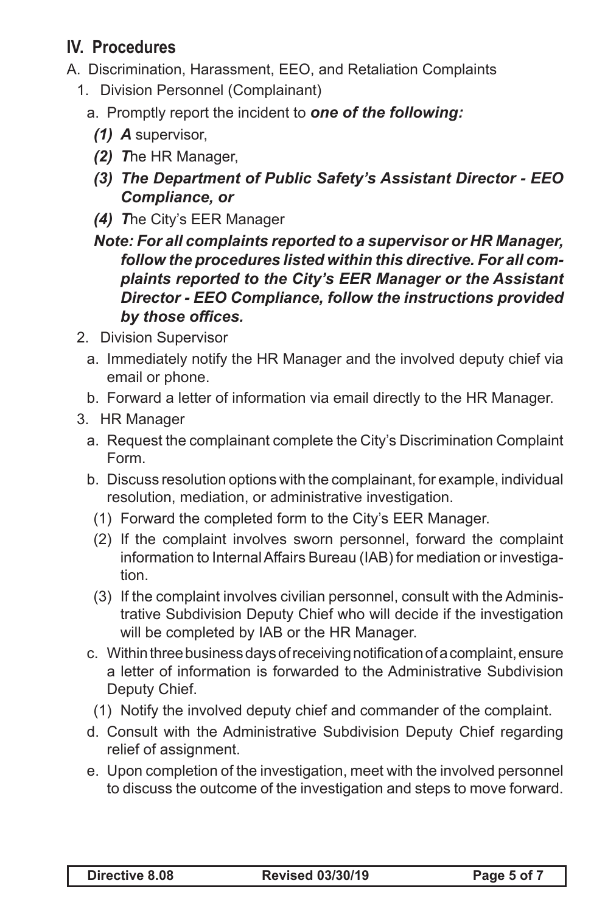## IV. Procedures

A. Discrimination, Harassment, EEO, and Retaliation Complaints

1. Division Personnel (Complainant)

   a. Promptly report the incident to ***one of the following:***

      ***(1) A*** supervisor,

      ***(2) T***he HR Manager,

      ***(3) The Department of Public Safety's Assistant Director - EEO Compliance, or***

      ***(4) T***he City's EER Manager

   ***Note: For all complaints reported to a supervisor or HR Manager, follow the procedures listed within this directive. For all complaints reported to the City's EER Manager or the Assistant Director - EEO Compliance, follow the instructions provided by those offices.***

2. Division Supervisor

   a. Immediately notify the HR Manager and the involved deputy chief via email or phone.

   b. Forward a letter of information via email directly to the HR Manager.

3. HR Manager

   a. Request the complainant complete the City's Discrimination Complaint Form.

   b. Discuss resolution options with the complainant, for example, individual resolution, mediation, or administrative investigation.

      (1) Forward the completed form to the City's EER Manager.

      (2) If the complaint involves sworn personnel, forward the complaint information to Internal Affairs Bureau (IAB) for mediation or investigation.

      (3) If the complaint involves civilian personnel, consult with the Administrative Subdivision Deputy Chief who will decide if the investigation will be completed by IAB or the HR Manager.

   c. Within three business days of receiving notification of a complaint, ensure a letter of information is forwarded to the Administrative Subdivision Deputy Chief.

      (1) Notify the involved deputy chief and commander of the complaint.

   d. Consult with the Administrative Subdivision Deputy Chief regarding relief of assignment.

   e. Upon completion of the investigation, meet with the involved personnel to discuss the outcome of the investigation and steps to move forward.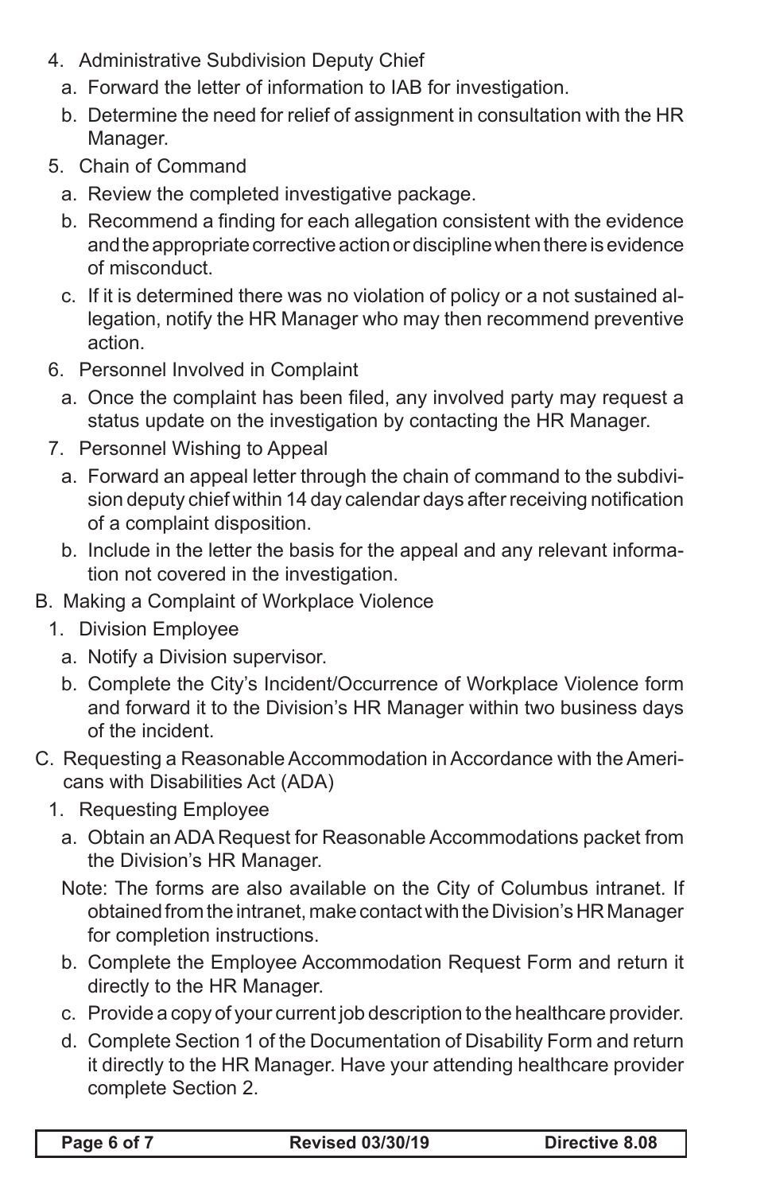4. Administrative Subdivision Deputy Chief
   a. Forward the letter of information to IAB for investigation.
   b. Determine the need for relief of assignment in consultation with the HR Manager.
5. Chain of Command
   a. Review the completed investigative package.
   b. Recommend a finding for each allegation consistent with the evidence and the appropriate corrective action or discipline when there is evidence of misconduct.
   c. If it is determined there was no violation of policy or a not sustained allegation, notify the HR Manager who may then recommend preventive action.
6. Personnel Involved in Complaint
   a. Once the complaint has been filed, any involved party may request a status update on the investigation by contacting the HR Manager.
7. Personnel Wishing to Appeal
   a. Forward an appeal letter through the chain of command to the subdivision deputy chief within 14 day calendar days after receiving notification of a complaint disposition.
   b. Include in the letter the basis for the appeal and any relevant information not covered in the investigation.

B. Making a Complaint of Workplace Violence
   1. Division Employee
      a. Notify a Division supervisor.
      b. Complete the City's Incident/Occurrence of Workplace Violence form and forward it to the Division's HR Manager within two business days of the incident.

C. Requesting a Reasonable Accommodation in Accordance with the Americans with Disabilities Act (ADA)
   1. Requesting Employee
      a. Obtain an ADA Request for Reasonable Accommodations packet from the Division's HR Manager.

      Note: The forms are also available on the City of Columbus intranet. If obtained from the intranet, make contact with the Division's HR Manager for completion instructions.

      b. Complete the Employee Accommodation Request Form and return it directly to the HR Manager.
      c. Provide a copy of your current job description to the healthcare provider.
      d. Complete Section 1 of the Documentation of Disability Form and return it directly to the HR Manager. Have your attending healthcare provider complete Section 2.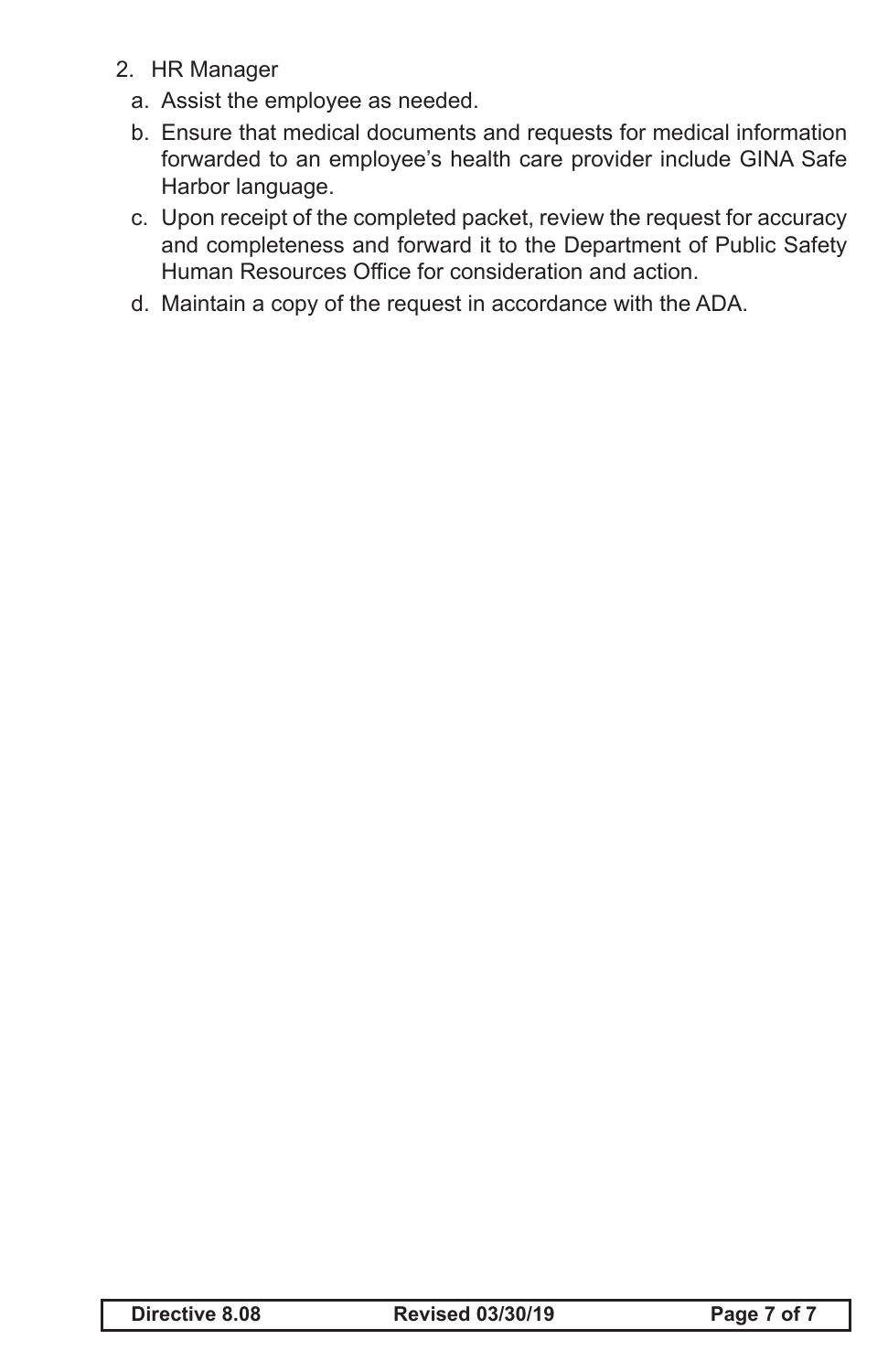2. HR Manager
   a. Assist the employee as needed.
   b. Ensure that medical documents and requests for medical information forwarded to an employee's health care provider include GINA Safe Harbor language.
   c. Upon receipt of the completed packet, review the request for accuracy and completeness and forward it to the Department of Public Safety Human Resources Office for consideration and action.
   d. Maintain a copy of the request in accordance with the ADA.